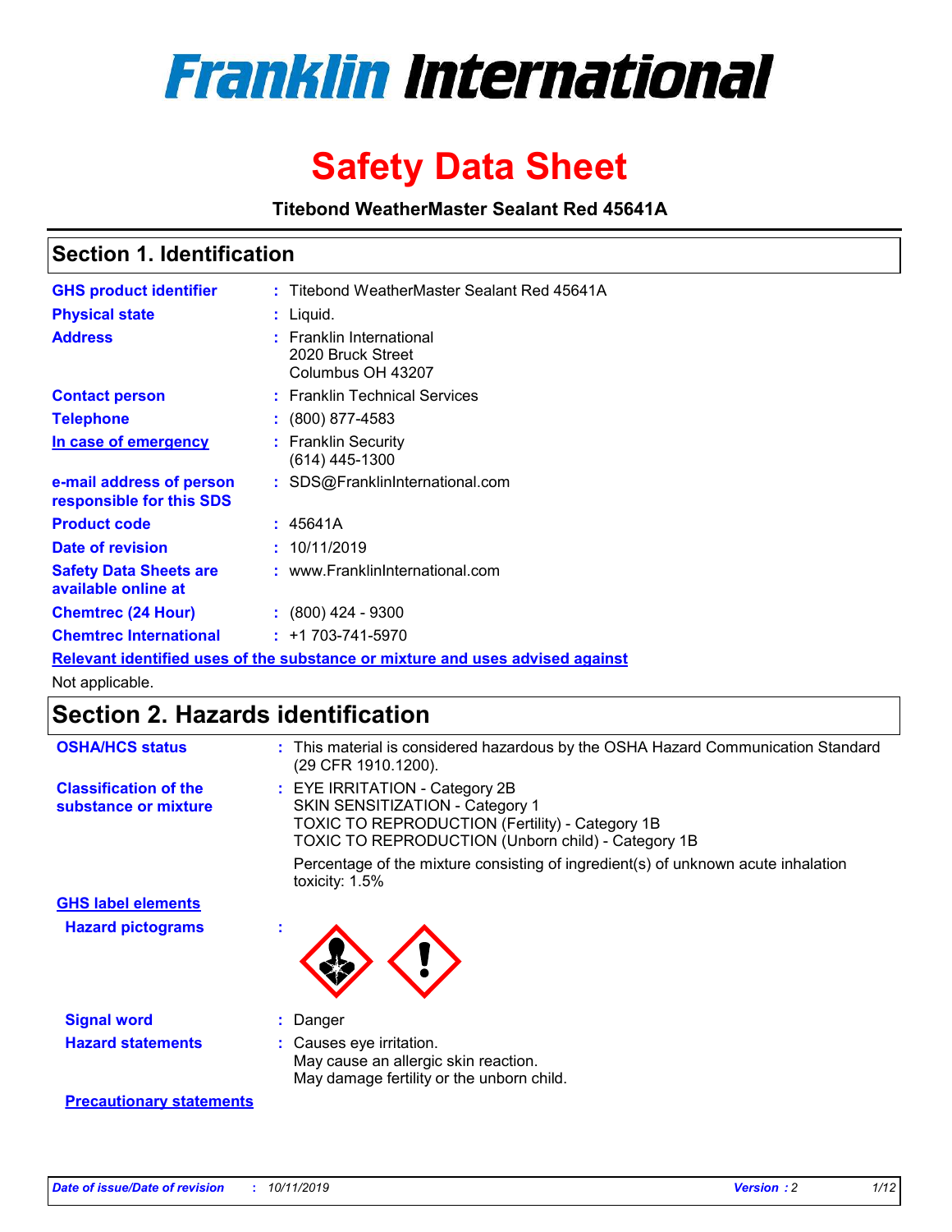# Franklin International

# Safety Data Sheet

**Titebond WeatherMaster Sealant Red 45641A**

## Section 1. Identification

| | |
|---|---|
| **GHS product identifier** | : Titebond WeatherMaster Sealant Red 45641A |
| **Physical state** | : Liquid. |
| **Address** | : Franklin International<br>2020 Bruck Street<br>Columbus OH 43207 |
| **Contact person** | : Franklin Technical Services |
| **Telephone** | : (800) 877-4583 |
| **In case of emergency** | : Franklin Security<br>(614) 445-1300 |
| **e-mail address of person responsible for this SDS** | : SDS@FranklinInternational.com |
| **Product code** | : 45641A |
| **Date of revision** | : 10/11/2019 |
| **Safety Data Sheets are available online at** | : www.FranklinInternational.com |
| **Chemtrec (24 Hour)** | : (800) 424 - 9300 |
| **Chemtrec International** | : +1 703-741-5970 |

**Relevant identified uses of the substance or mixture and uses advised against**

Not applicable.

## Section 2. Hazards identification

| | |
|---|---|
| **OSHA/HCS status** | : This material is considered hazardous by the OSHA Hazard Communication Standard (29 CFR 1910.1200). |
| **Classification of the substance or mixture** | : EYE IRRITATION - Category 2B<br>SKIN SENSITIZATION - Category 1<br>TOXIC TO REPRODUCTION (Fertility) - Category 1B<br>TOXIC TO REPRODUCTION (Unborn child) - Category 1B<br><br>Percentage of the mixture consisting of ingredient(s) of unknown acute inhalation toxicity: 1.5% |

**GHS label elements**

| | |
|---|---|
| **Hazard pictograms** | : |
| **Signal word** | : Danger |
| **Hazard statements** | : Causes eye irritation.<br>May cause an allergic skin reaction.<br>May damage fertility or the unborn child. |

**Precautionary statements**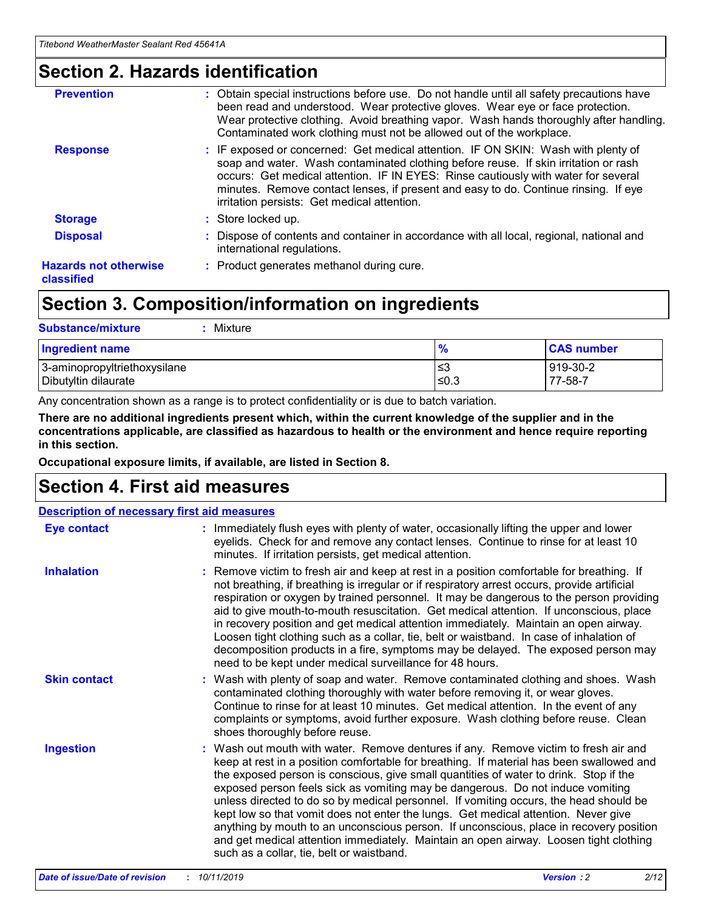## Section 2. Hazards identification

| | |
|---|---|
| **Prevention** | : Obtain special instructions before use. Do not handle until all safety precautions have been read and understood. Wear protective gloves. Wear eye or face protection. Wear protective clothing. Avoid breathing vapor. Wash hands thoroughly after handling. Contaminated work clothing must not be allowed out of the workplace. |
| **Response** | : IF exposed or concerned: Get medical attention. IF ON SKIN: Wash with plenty of soap and water. Wash contaminated clothing before reuse. If skin irritation or rash occurs: Get medical attention. IF IN EYES: Rinse cautiously with water for several minutes. Remove contact lenses, if present and easy to do. Continue rinsing. If eye irritation persists: Get medical attention. |
| **Storage** | : Store locked up. |
| **Disposal** | : Dispose of contents and container in accordance with all local, regional, national and international regulations. |
| **Hazards not otherwise classified** | : Product generates methanol during cure. |

## Section 3. Composition/information on ingredients

**Substance/mixture** : Mixture

| Ingredient name | % | CAS number |
|---|---|---|
| 3-aminopropyltriethoxysilane | ≤3 | 919-30-2 |
| Dibutyltin dilaurate | ≤0.3 | 77-58-7 |

Any concentration shown as a range is to protect confidentiality or is due to batch variation.

**There are no additional ingredients present which, within the current knowledge of the supplier and in the concentrations applicable, are classified as hazardous to health or the environment and hence require reporting in this section.**

**Occupational exposure limits, if available, are listed in Section 8.**

## Section 4. First aid measures

**Description of necessary first aid measures**

| | |
|---|---|
| **Eye contact** | : Immediately flush eyes with plenty of water, occasionally lifting the upper and lower eyelids. Check for and remove any contact lenses. Continue to rinse for at least 10 minutes. If irritation persists, get medical attention. |
| **Inhalation** | : Remove victim to fresh air and keep at rest in a position comfortable for breathing. If not breathing, if breathing is irregular or if respiratory arrest occurs, provide artificial respiration or oxygen by trained personnel. It may be dangerous to the person providing aid to give mouth-to-mouth resuscitation. Get medical attention. If unconscious, place in recovery position and get medical attention immediately. Maintain an open airway. Loosen tight clothing such as a collar, tie, belt or waistband. In case of inhalation of decomposition products in a fire, symptoms may be delayed. The exposed person may need to be kept under medical surveillance for 48 hours. |
| **Skin contact** | : Wash with plenty of soap and water. Remove contaminated clothing and shoes. Wash contaminated clothing thoroughly with water before removing it, or wear gloves. Continue to rinse for at least 10 minutes. Get medical attention. In the event of any complaints or symptoms, avoid further exposure. Wash clothing before reuse. Clean shoes thoroughly before reuse. |
| **Ingestion** | : Wash out mouth with water. Remove dentures if any. Remove victim to fresh air and keep at rest in a position comfortable for breathing. If material has been swallowed and the exposed person is conscious, give small quantities of water to drink. Stop if the exposed person feels sick as vomiting may be dangerous. Do not induce vomiting unless directed to do so by medical personnel. If vomiting occurs, the head should be kept low so that vomit does not enter the lungs. Get medical attention. Never give anything by mouth to an unconscious person. If unconscious, place in recovery position and get medical attention immediately. Maintain an open airway. Loosen tight clothing such as a collar, tie, belt or waistband. |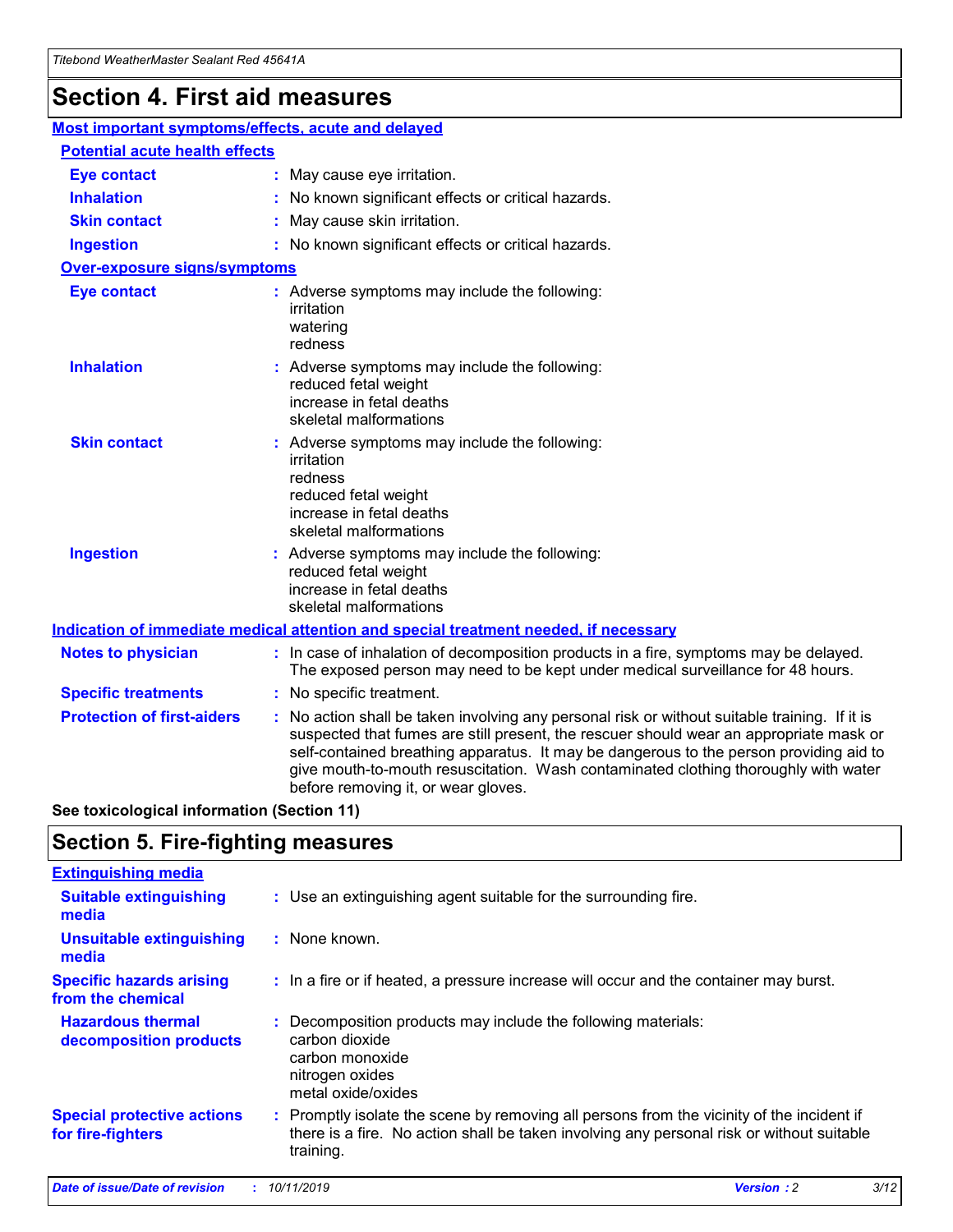# Section 4. First aid measures

## Most important symptoms/effects, acute and delayed

### Potential acute health effects

**Eye contact** : May cause eye irritation.

**Inhalation** : No known significant effects or critical hazards.

**Skin contact** : May cause skin irritation.

**Ingestion** : No known significant effects or critical hazards.

### Over-exposure signs/symptoms

**Eye contact** : Adverse symptoms may include the following:
irritation
watering
redness

**Inhalation** : Adverse symptoms may include the following:
reduced fetal weight
increase in fetal deaths
skeletal malformations

**Skin contact** : Adverse symptoms may include the following:
irritation
redness
reduced fetal weight
increase in fetal deaths
skeletal malformations

**Ingestion** : Adverse symptoms may include the following:
reduced fetal weight
increase in fetal deaths
skeletal malformations

## Indication of immediate medical attention and special treatment needed, if necessary

**Notes to physician** : In case of inhalation of decomposition products in a fire, symptoms may be delayed. The exposed person may need to be kept under medical surveillance for 48 hours.

**Specific treatments** : No specific treatment.

**Protection of first-aiders** : No action shall be taken involving any personal risk or without suitable training. If it is suspected that fumes are still present, the rescuer should wear an appropriate mask or self-contained breathing apparatus. It may be dangerous to the person providing aid to give mouth-to-mouth resuscitation. Wash contaminated clothing thoroughly with water before removing it, or wear gloves.

**See toxicological information (Section 11)**

# Section 5. Fire-fighting measures

## Extinguishing media

**Suitable extinguishing media** : Use an extinguishing agent suitable for the surrounding fire.

**Unsuitable extinguishing media** : None known.

**Specific hazards arising from the chemical** : In a fire or if heated, a pressure increase will occur and the container may burst.

**Hazardous thermal decomposition products** : Decomposition products may include the following materials:
carbon dioxide
carbon monoxide
nitrogen oxides
metal oxide/oxides

**Special protective actions for fire-fighters** : Promptly isolate the scene by removing all persons from the vicinity of the incident if there is a fire. No action shall be taken involving any personal risk or without suitable training.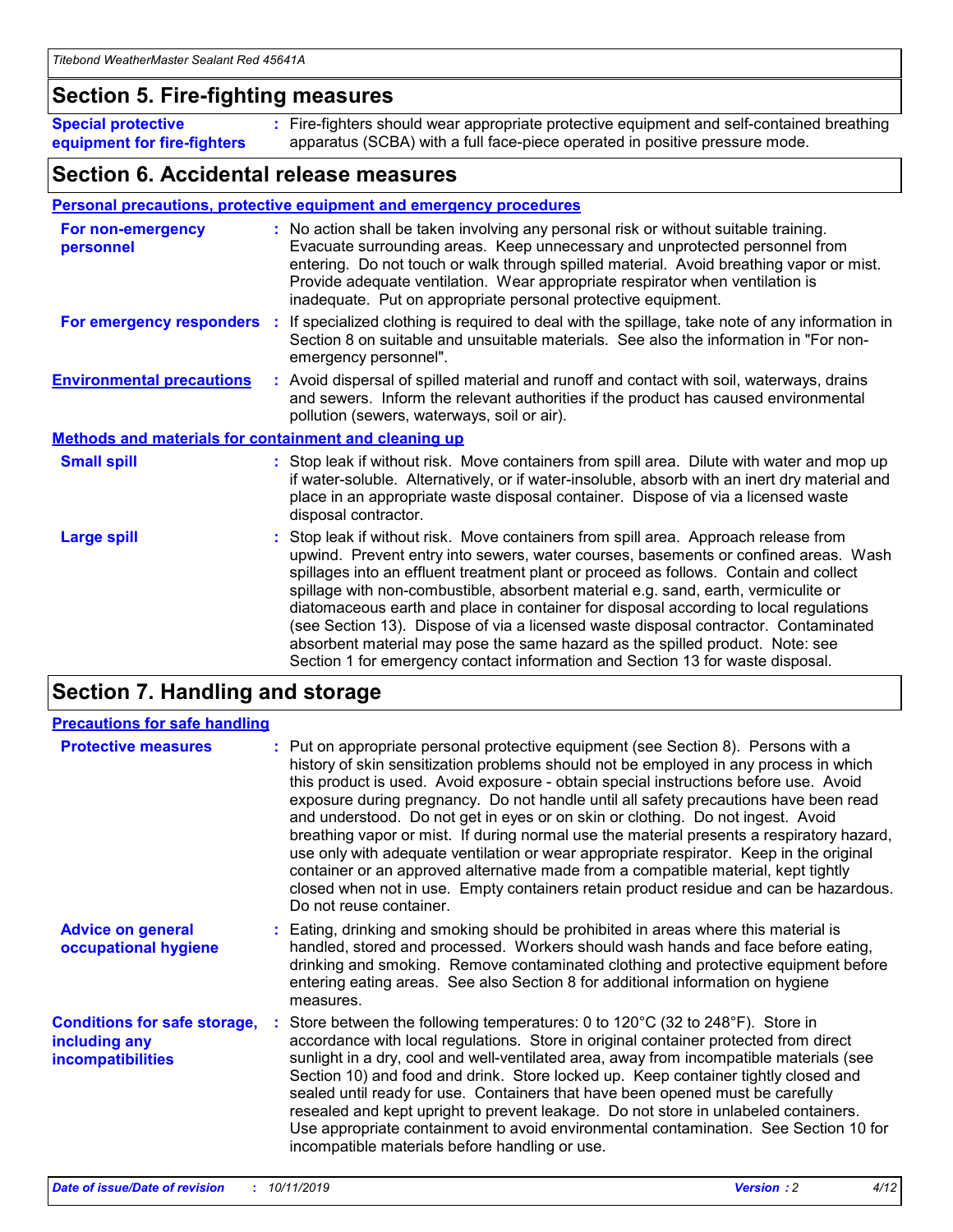## Section 5. Fire-fighting measures

**Special protective equipment for fire-fighters** : Fire-fighters should wear appropriate protective equipment and self-contained breathing apparatus (SCBA) with a full face-piece operated in positive pressure mode.

## Section 6. Accidental release measures

### Personal precautions, protective equipment and emergency procedures

**For non-emergency personnel** : No action shall be taken involving any personal risk or without suitable training. Evacuate surrounding areas. Keep unnecessary and unprotected personnel from entering. Do not touch or walk through spilled material. Avoid breathing vapor or mist. Provide adequate ventilation. Wear appropriate respirator when ventilation is inadequate. Put on appropriate personal protective equipment.

**For emergency responders** : If specialized clothing is required to deal with the spillage, take note of any information in Section 8 on suitable and unsuitable materials. See also the information in "For non-emergency personnel".

**Environmental precautions** : Avoid dispersal of spilled material and runoff and contact with soil, waterways, drains and sewers. Inform the relevant authorities if the product has caused environmental pollution (sewers, waterways, soil or air).

### Methods and materials for containment and cleaning up

**Small spill** : Stop leak if without risk. Move containers from spill area. Dilute with water and mop up if water-soluble. Alternatively, or if water-insoluble, absorb with an inert dry material and place in an appropriate waste disposal container. Dispose of via a licensed waste disposal contractor.

**Large spill** : Stop leak if without risk. Move containers from spill area. Approach release from upwind. Prevent entry into sewers, water courses, basements or confined areas. Wash spillages into an effluent treatment plant or proceed as follows. Contain and collect spillage with non-combustible, absorbent material e.g. sand, earth, vermiculite or diatomaceous earth and place in container for disposal according to local regulations (see Section 13). Dispose of via a licensed waste disposal contractor. Contaminated absorbent material may pose the same hazard as the spilled product. Note: see Section 1 for emergency contact information and Section 13 for waste disposal.

## Section 7. Handling and storage

### Precautions for safe handling

**Protective measures** : Put on appropriate personal protective equipment (see Section 8). Persons with a history of skin sensitization problems should not be employed in any process in which this product is used. Avoid exposure - obtain special instructions before use. Avoid exposure during pregnancy. Do not handle until all safety precautions have been read and understood. Do not get in eyes or on skin or clothing. Do not ingest. Avoid breathing vapor or mist. If during normal use the material presents a respiratory hazard, use only with adequate ventilation or wear appropriate respirator. Keep in the original container or an approved alternative made from a compatible material, kept tightly closed when not in use. Empty containers retain product residue and can be hazardous. Do not reuse container.

**Advice on general occupational hygiene** : Eating, drinking and smoking should be prohibited in areas where this material is handled, stored and processed. Workers should wash hands and face before eating, drinking and smoking. Remove contaminated clothing and protective equipment before entering eating areas. See also Section 8 for additional information on hygiene measures.

**Conditions for safe storage, including any incompatibilities** : Store between the following temperatures: 0 to 120°C (32 to 248°F). Store in accordance with local regulations. Store in original container protected from direct sunlight in a dry, cool and well-ventilated area, away from incompatible materials (see Section 10) and food and drink. Store locked up. Keep container tightly closed and sealed until ready for use. Containers that have been opened must be carefully resealed and kept upright to prevent leakage. Do not store in unlabeled containers. Use appropriate containment to avoid environmental contamination. See Section 10 for incompatible materials before handling or use.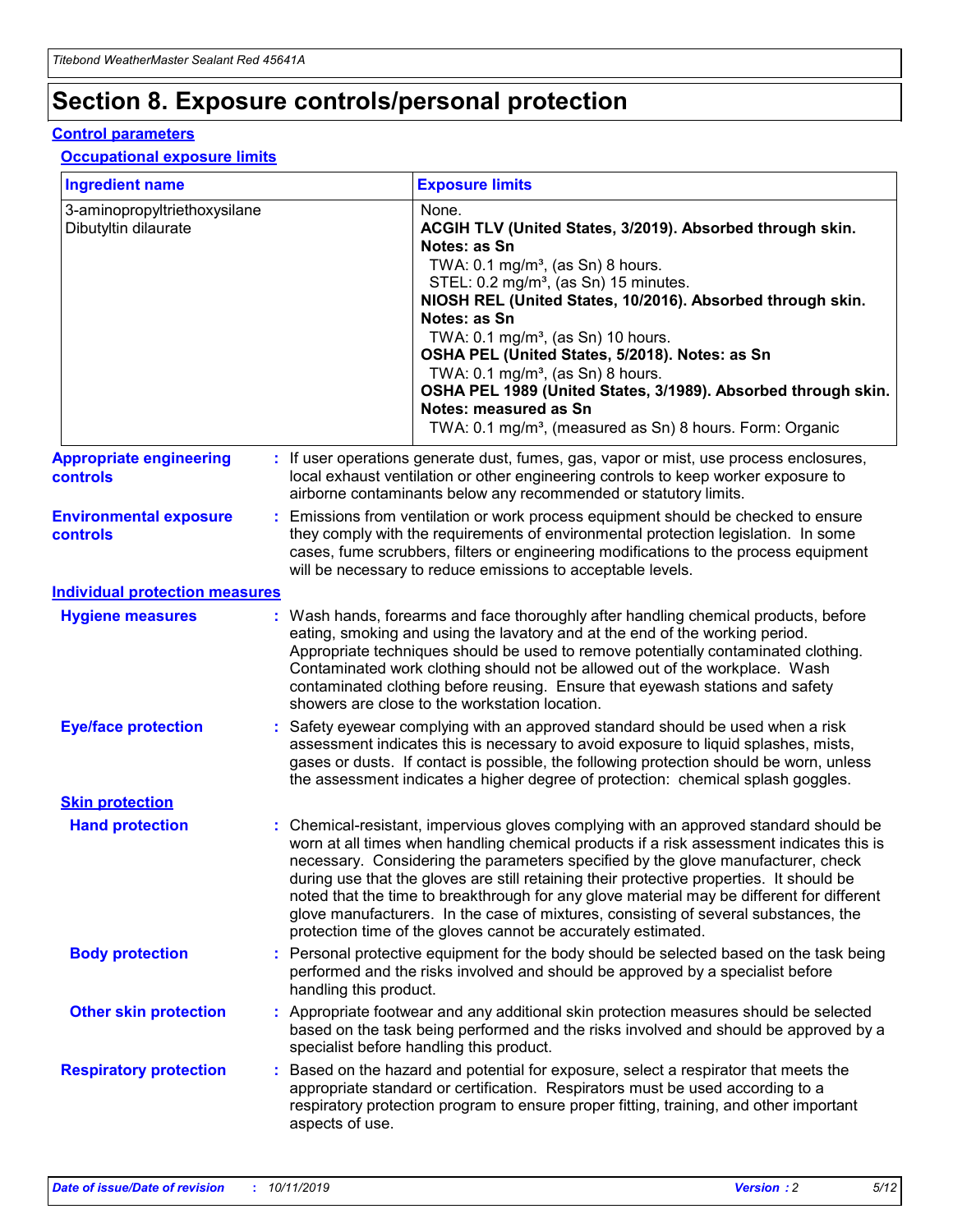# Section 8. Exposure controls/personal protection

## Control parameters

### Occupational exposure limits

| Ingredient name | Exposure limits |
|---|---|
| 3-aminopropyltriethoxysilane<br>Dibutyltin dilaurate | None.<br>**ACGIH TLV (United States, 3/2019). Absorbed through skin. Notes: as Sn**<br>TWA: 0.1 mg/m³, (as Sn) 8 hours.<br>STEL: 0.2 mg/m³, (as Sn) 15 minutes.<br>**NIOSH REL (United States, 10/2016). Absorbed through skin. Notes: as Sn**<br>TWA: 0.1 mg/m³, (as Sn) 10 hours.<br>**OSHA PEL (United States, 5/2018). Notes: as Sn**<br>TWA: 0.1 mg/m³, (as Sn) 8 hours.<br>**OSHA PEL 1989 (United States, 3/1989). Absorbed through skin. Notes: measured as Sn**<br>TWA: 0.1 mg/m³, (measured as Sn) 8 hours. Form: Organic |

**Appropriate engineering controls** : If user operations generate dust, fumes, gas, vapor or mist, use process enclosures, local exhaust ventilation or other engineering controls to keep worker exposure to airborne contaminants below any recommended or statutory limits.

**Environmental exposure controls** : Emissions from ventilation or work process equipment should be checked to ensure they comply with the requirements of environmental protection legislation. In some cases, fume scrubbers, filters or engineering modifications to the process equipment will be necessary to reduce emissions to acceptable levels.

## Individual protection measures

**Hygiene measures** : Wash hands, forearms and face thoroughly after handling chemical products, before eating, smoking and using the lavatory and at the end of the working period. Appropriate techniques should be used to remove potentially contaminated clothing. Contaminated work clothing should not be allowed out of the workplace. Wash contaminated clothing before reusing. Ensure that eyewash stations and safety showers are close to the workstation location.

**Eye/face protection** : Safety eyewear complying with an approved standard should be used when a risk assessment indicates this is necessary to avoid exposure to liquid splashes, mists, gases or dusts. If contact is possible, the following protection should be worn, unless the assessment indicates a higher degree of protection: chemical splash goggles.

### Skin protection

**Hand protection** : Chemical-resistant, impervious gloves complying with an approved standard should be worn at all times when handling chemical products if a risk assessment indicates this is necessary. Considering the parameters specified by the glove manufacturer, check during use that the gloves are still retaining their protective properties. It should be noted that the time to breakthrough for any glove material may be different for different glove manufacturers. In the case of mixtures, consisting of several substances, the protection time of the gloves cannot be accurately estimated.

**Body protection** : Personal protective equipment for the body should be selected based on the task being performed and the risks involved and should be approved by a specialist before handling this product.

**Other skin protection** : Appropriate footwear and any additional skin protection measures should be selected based on the task being performed and the risks involved and should be approved by a specialist before handling this product.

**Respiratory protection** : Based on the hazard and potential for exposure, select a respirator that meets the appropriate standard or certification. Respirators must be used according to a respiratory protection program to ensure proper fitting, training, and other important aspects of use.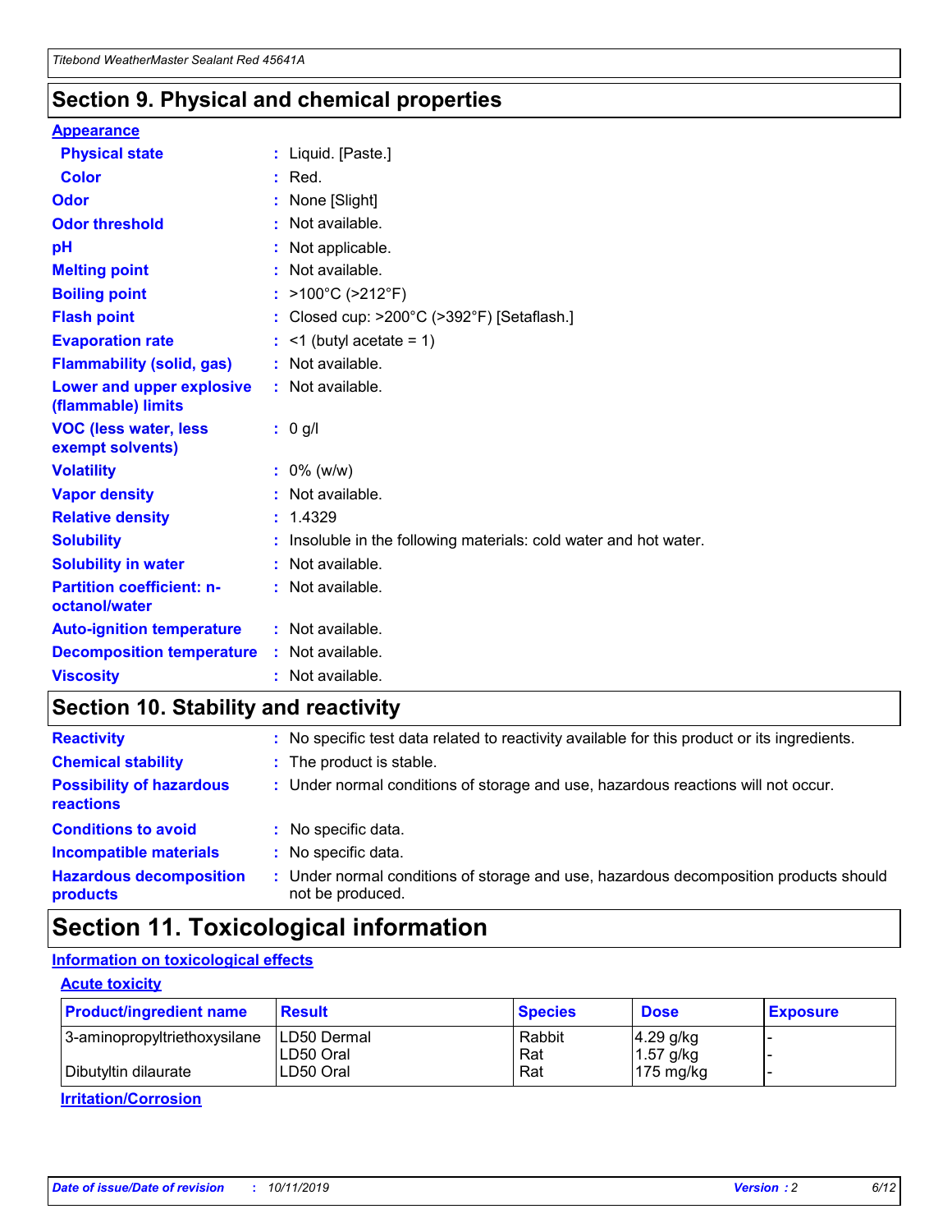## Section 9. Physical and chemical properties

### Appearance

| | |
|---|---|
| **Physical state** | : Liquid. [Paste.] |
| **Color** | : Red. |
| **Odor** | : None [Slight] |
| **Odor threshold** | : Not available. |
| **pH** | : Not applicable. |
| **Melting point** | : Not available. |
| **Boiling point** | : >100°C (>212°F) |
| **Flash point** | : Closed cup: >200°C (>392°F) [Setaflash.] |
| **Evaporation rate** | : <1 (butyl acetate = 1) |
| **Flammability (solid, gas)** | : Not available. |
| **Lower and upper explosive (flammable) limits** | : Not available. |
| **VOC (less water, less exempt solvents)** | : 0 g/l |
| **Volatility** | : 0% (w/w) |
| **Vapor density** | : Not available. |
| **Relative density** | : 1.4329 |
| **Solubility** | : Insoluble in the following materials: cold water and hot water. |
| **Solubility in water** | : Not available. |
| **Partition coefficient: n-octanol/water** | : Not available. |
| **Auto-ignition temperature** | : Not available. |
| **Decomposition temperature** | : Not available. |
| **Viscosity** | : Not available. |

## Section 10. Stability and reactivity

| | |
|---|---|
| **Reactivity** | : No specific test data related to reactivity available for this product or its ingredients. |
| **Chemical stability** | : The product is stable. |
| **Possibility of hazardous reactions** | : Under normal conditions of storage and use, hazardous reactions will not occur. |
| **Conditions to avoid** | : No specific data. |
| **Incompatible materials** | : No specific data. |
| **Hazardous decomposition products** | : Under normal conditions of storage and use, hazardous decomposition products should not be produced. |

## Section 11. Toxicological information

### Information on toxicological effects

#### Acute toxicity

| Product/ingredient name | Result | Species | Dose | Exposure |
|---|---|---|---|---|
| 3-aminopropyltriethoxysilane | LD50 Dermal | Rabbit | 4.29 g/kg | - |
| | LD50 Oral | Rat | 1.57 g/kg | - |
| Dibutyltin dilaurate | LD50 Oral | Rat | 175 mg/kg | - |

#### Irritation/Corrosion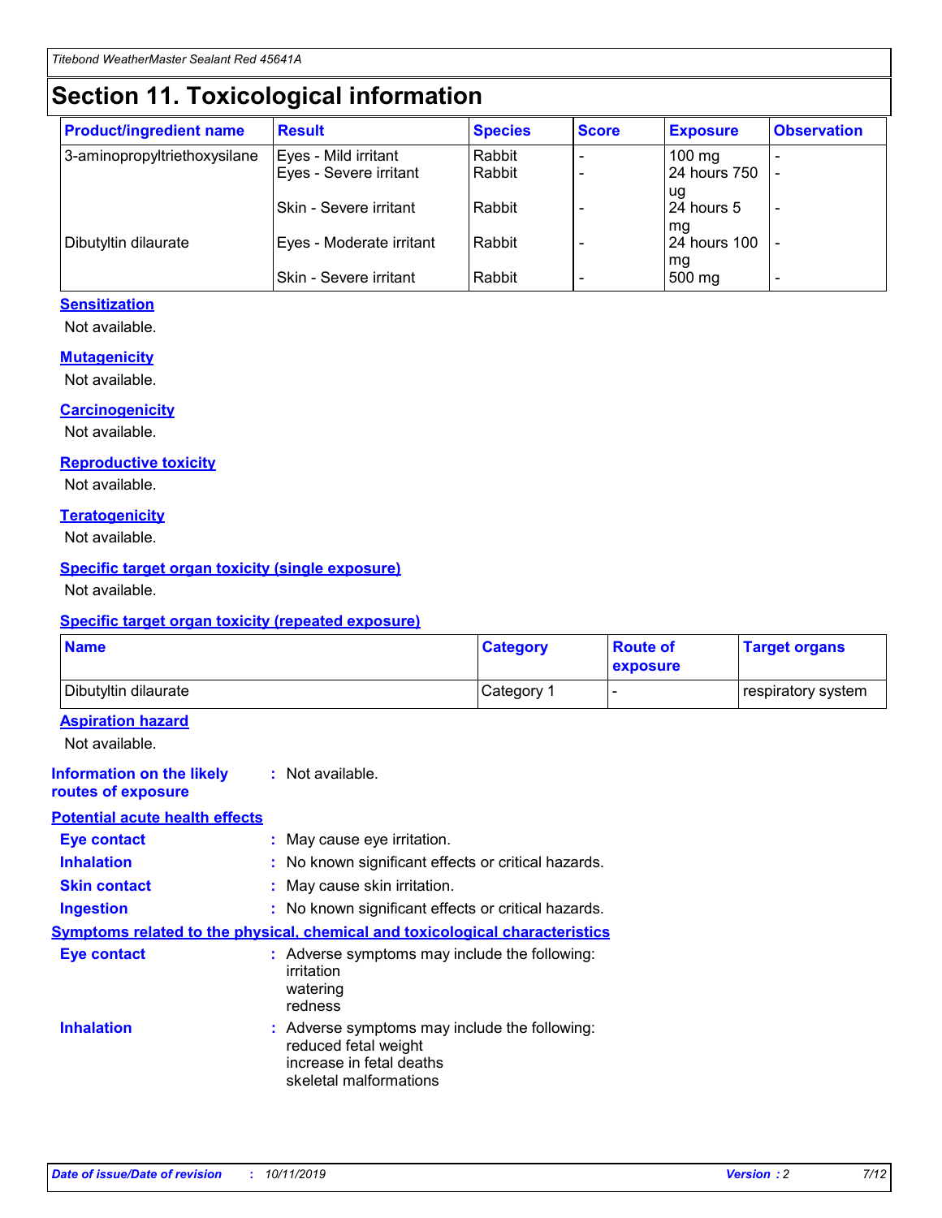# Section 11. Toxicological information

| Product/ingredient name | Result | Species | Score | Exposure | Observation |
|---|---|---|---|---|---|
| 3-aminopropyltriethoxysilane | Eyes - Mild irritant | Rabbit | - | 100 mg | - |
| | Eyes - Severe irritant | Rabbit | - | 24 hours 750 ug | - |
| | Skin - Severe irritant | Rabbit | - | 24 hours 5 mg | - |
| Dibutyltin dilaurate | Eyes - Moderate irritant | Rabbit | - | 24 hours 100 mg | - |
| | Skin - Severe irritant | Rabbit | - | 500 mg | - |

### Sensitization

Not available.

### Mutagenicity

Not available.

### Carcinogenicity

Not available.

### Reproductive toxicity

Not available.

### Teratogenicity

Not available.

### Specific target organ toxicity (single exposure)

Not available.

### Specific target organ toxicity (repeated exposure)

| Name | Category | Route of exposure | Target organs |
|---|---|---|---|
| Dibutyltin dilaurate | Category 1 | - | respiratory system |

### Aspiration hazard

Not available.

**Information on the likely routes of exposure** : Not available.

### Potential acute health effects

**Eye contact** : May cause eye irritation.

**Inhalation** : No known significant effects or critical hazards.

**Skin contact** : May cause skin irritation.

**Ingestion** : No known significant effects or critical hazards.

### Symptoms related to the physical, chemical and toxicological characteristics

**Eye contact** : Adverse symptoms may include the following:
irritation
watering
redness

**Inhalation** : Adverse symptoms may include the following:
reduced fetal weight
increase in fetal deaths
skeletal malformations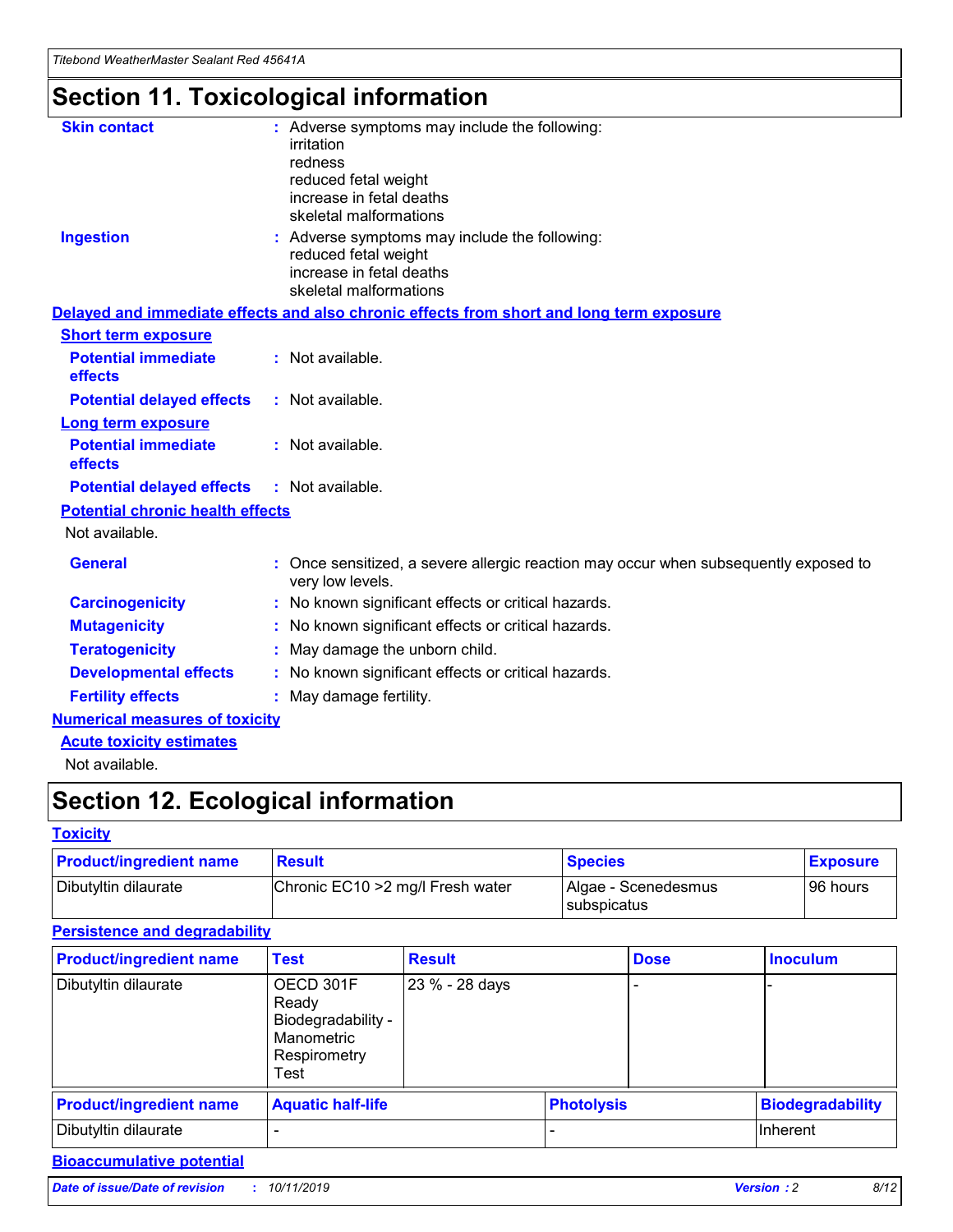# Section 11. Toxicological information

**Skin contact** : Adverse symptoms may include the following:
irritation
redness
reduced fetal weight
increase in fetal deaths
skeletal malformations

**Ingestion** : Adverse symptoms may include the following:
reduced fetal weight
increase in fetal deaths
skeletal malformations

**Delayed and immediate effects and also chronic effects from short and long term exposure**

**Short term exposure**

**Potential immediate effects** : Not available.

**Potential delayed effects** : Not available.

**Long term exposure**

**Potential immediate effects** : Not available.

**Potential delayed effects** : Not available.

**Potential chronic health effects**

Not available.

**General** : Once sensitized, a severe allergic reaction may occur when subsequently exposed to very low levels.

**Carcinogenicity** : No known significant effects or critical hazards.

**Mutagenicity** : No known significant effects or critical hazards.

**Teratogenicity** : May damage the unborn child.

**Developmental effects** : No known significant effects or critical hazards.

**Fertility effects** : May damage fertility.

**Numerical measures of toxicity**

**Acute toxicity estimates**

Not available.

# Section 12. Ecological information

**Toxicity**

| Product/ingredient name | Result | Species | Exposure |
|---|---|---|---|
| Dibutyltin dilaurate | Chronic EC10 >2 mg/l Fresh water | Algae - Scenedesmus subspicatus | 96 hours |

**Persistence and degradability**

| Product/ingredient name | Test | Result | Dose | Inoculum |
|---|---|---|---|---|
| Dibutyltin dilaurate | OECD 301F Ready Biodegradability - Manometric Respirometry Test | 23 % - 28 days | - | - |

| Product/ingredient name | Aquatic half-life | Photolysis | Biodegradability |
|---|---|---|---|
| Dibutyltin dilaurate | - | - | Inherent |

**Bioaccumulative potential**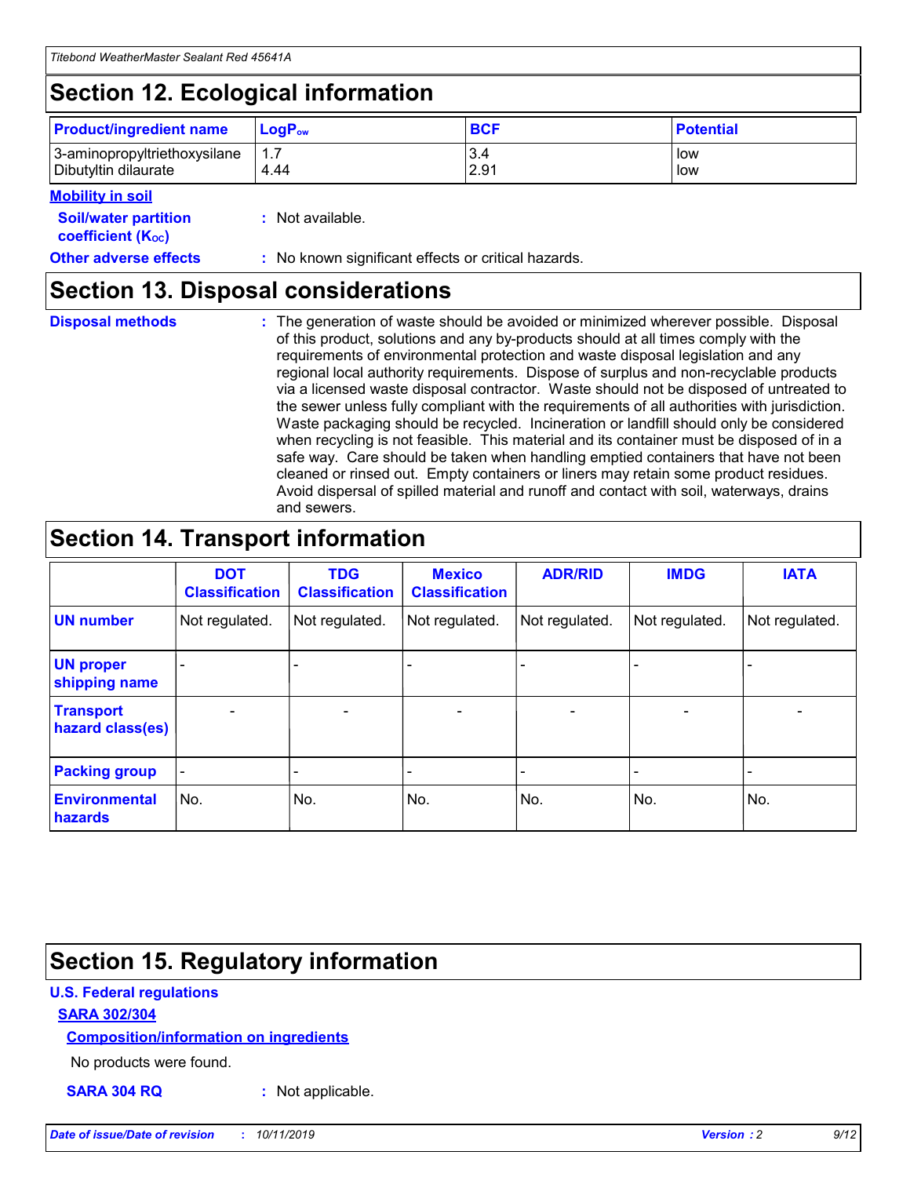## Section 12. Ecological information

| Product/ingredient name | $LogP_{ow}$ | BCF | Potential |
|---|---|---|---|
| 3-aminopropyltriethoxysilane | 1.7 | 3.4 | low |
| Dibutyltin dilaurate | 4.44 | 2.91 | low |

**Mobility in soil**

**Soil/water partition coefficient ($K_{OC}$)** : Not available.

**Other adverse effects** : No known significant effects or critical hazards.

## Section 13. Disposal considerations

**Disposal methods** : The generation of waste should be avoided or minimized wherever possible. Disposal of this product, solutions and any by-products should at all times comply with the requirements of environmental protection and waste disposal legislation and any regional local authority requirements. Dispose of surplus and non-recyclable products via a licensed waste disposal contractor. Waste should not be disposed of untreated to the sewer unless fully compliant with the requirements of all authorities with jurisdiction. Waste packaging should be recycled. Incineration or landfill should only be considered when recycling is not feasible. This material and its container must be disposed of in a safe way. Care should be taken when handling emptied containers that have not been cleaned or rinsed out. Empty containers or liners may retain some product residues. Avoid dispersal of spilled material and runoff and contact with soil, waterways, drains and sewers.

## Section 14. Transport information

| | DOT Classification | TDG Classification | Mexico Classification | ADR/RID | IMDG | IATA |
|---|---|---|---|---|---|---|
| UN number | Not regulated. | Not regulated. | Not regulated. | Not regulated. | Not regulated. | Not regulated. |
| UN proper shipping name | - | - | - | - | - | - |
| Transport hazard class(es) | - | - | - | - | - | - |
| Packing group | - | - | - | - | - | - |
| Environmental hazards | No. | No. | No. | No. | No. | No. |

## Section 15. Regulatory information

**U.S. Federal regulations**

**SARA 302/304**

**Composition/information on ingredients**

No products were found.

**SARA 304 RQ** : Not applicable.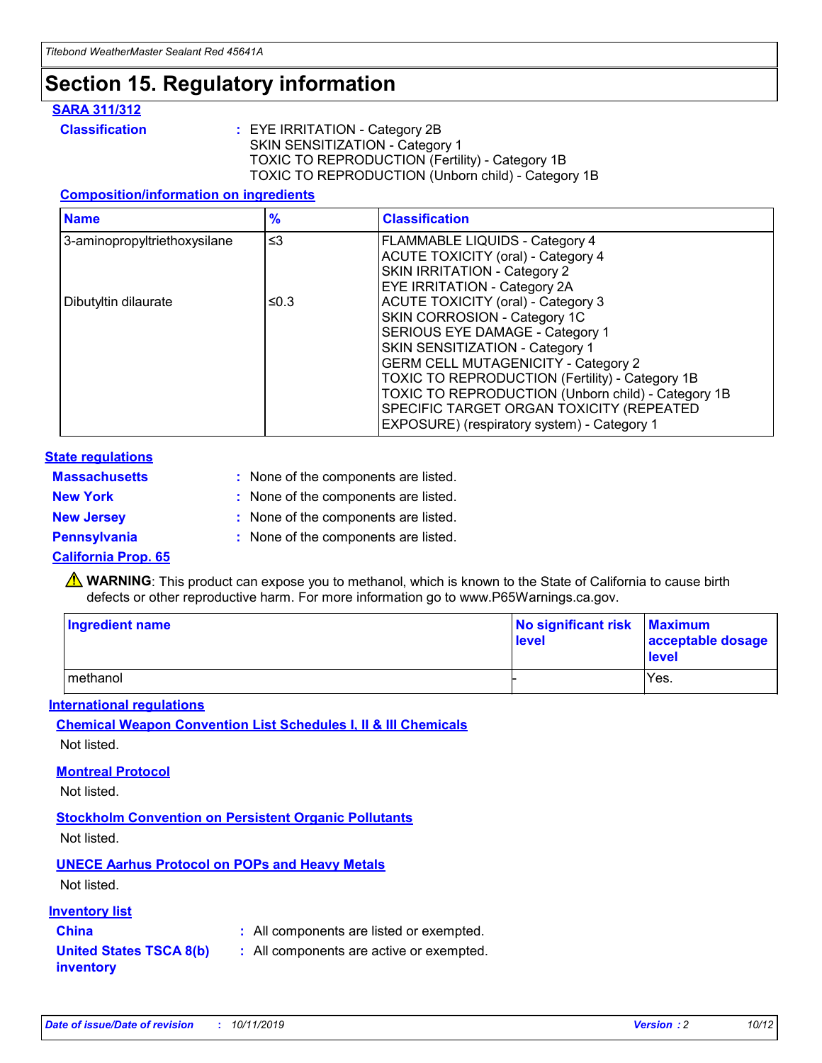# Section 15. Regulatory information

## SARA 311/312

**Classification** : EYE IRRITATION - Category 2B
SKIN SENSITIZATION - Category 1
TOXIC TO REPRODUCTION (Fertility) - Category 1B
TOXIC TO REPRODUCTION (Unborn child) - Category 1B

### Composition/information on ingredients

| Name | % | Classification |
|---|---|---|
| 3-aminopropyltriethoxysilane | ≤3 | FLAMMABLE LIQUIDS - Category 4<br>ACUTE TOXICITY (oral) - Category 4<br>SKIN IRRITATION - Category 2<br>EYE IRRITATION - Category 2A |
| Dibutyltin dilaurate | ≤0.3 | ACUTE TOXICITY (oral) - Category 3<br>SKIN CORROSION - Category 1C<br>SERIOUS EYE DAMAGE - Category 1<br>SKIN SENSITIZATION - Category 1<br>GERM CELL MUTAGENICITY - Category 2<br>TOXIC TO REPRODUCTION (Fertility) - Category 1B<br>TOXIC TO REPRODUCTION (Unborn child) - Category 1B<br>SPECIFIC TARGET ORGAN TOXICITY (REPEATED EXPOSURE) (respiratory system) - Category 1 |

## State regulations

**Massachusetts** : None of the components are listed.

**New York** : None of the components are listed.

**New Jersey** : None of the components are listed.

**Pennsylvania** : None of the components are listed.

## California Prop. 65

⚠ **WARNING**: This product can expose you to methanol, which is known to the State of California to cause birth defects or other reproductive harm. For more information go to www.P65Warnings.ca.gov.

| Ingredient name | No significant risk level | Maximum acceptable dosage level |
|---|---|---|
| methanol | - | Yes. |

## International regulations

### Chemical Weapon Convention List Schedules I, II & III Chemicals

Not listed.

### Montreal Protocol

Not listed.

### Stockholm Convention on Persistent Organic Pollutants

Not listed.

### UNECE Aarhus Protocol on POPs and Heavy Metals

Not listed.

## Inventory list

**China** : All components are listed or exempted.

**United States TSCA 8(b) inventory** : All components are active or exempted.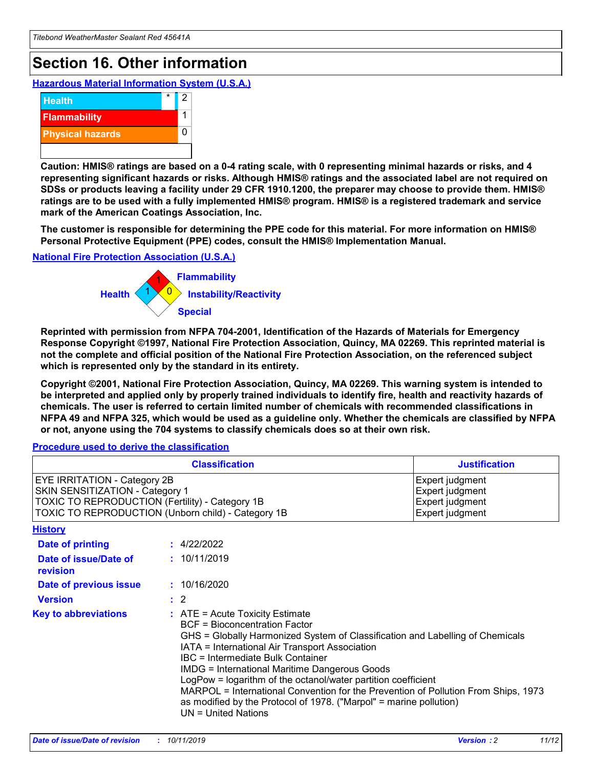# Section 16. Other information

### Hazardous Material Information System (U.S.A.)

| | | |
|---|---|---|
| Health | * | 2 |
| Flammability | | 1 |
| Physical hazards | | 0 |

**Caution: HMIS® ratings are based on a 0-4 rating scale, with 0 representing minimal hazards or risks, and 4 representing significant hazards or risks. Although HMIS® ratings and the associated label are not required on SDSs or products leaving a facility under 29 CFR 1910.1200, the preparer may choose to provide them. HMIS® ratings are to be used with a fully implemented HMIS® program. HMIS® is a registered trademark and service mark of the American Coatings Association, Inc.**

**The customer is responsible for determining the PPE code for this material. For more information on HMIS® Personal Protective Equipment (PPE) codes, consult the HMIS® Implementation Manual.**

### National Fire Protection Association (U.S.A.)

Flammability: 1
Health: 1
Instability/Reactivity: 0
Special:

**Reprinted with permission from NFPA 704-2001, Identification of the Hazards of Materials for Emergency Response Copyright ©1997, National Fire Protection Association, Quincy, MA 02269. This reprinted material is not the complete and official position of the National Fire Protection Association, on the referenced subject which is represented only by the standard in its entirety.**

**Copyright ©2001, National Fire Protection Association, Quincy, MA 02269. This warning system is intended to be interpreted and applied only by properly trained individuals to identify fire, health and reactivity hazards of chemicals. The user is referred to certain limited number of chemicals with recommended classifications in NFPA 49 and NFPA 325, which would be used as a guideline only. Whether the chemicals are classified by NFPA or not, anyone using the 704 systems to classify chemicals does so at their own risk.**

### Procedure used to derive the classification

| Classification | Justification |
|---|---|
| EYE IRRITATION - Category 2B | Expert judgment |
| SKIN SENSITIZATION - Category 1 | Expert judgment |
| TOXIC TO REPRODUCTION (Fertility) - Category 1B | Expert judgment |
| TOXIC TO REPRODUCTION (Unborn child) - Category 1B | Expert judgment |

### History

**Date of printing** : 4/22/2022

**Date of issue/Date of revision** : 10/11/2019

**Date of previous issue** : 10/16/2020

**Version** : 2

**Key to abbreviations** :
ATE = Acute Toxicity Estimate
BCF = Bioconcentration Factor
GHS = Globally Harmonized System of Classification and Labelling of Chemicals
IATA = International Air Transport Association
IBC = Intermediate Bulk Container
IMDG = International Maritime Dangerous Goods
LogPow = logarithm of the octanol/water partition coefficient
MARPOL = International Convention for the Prevention of Pollution From Ships, 1973 as modified by the Protocol of 1978. ("Marpol" = marine pollution)
UN = United Nations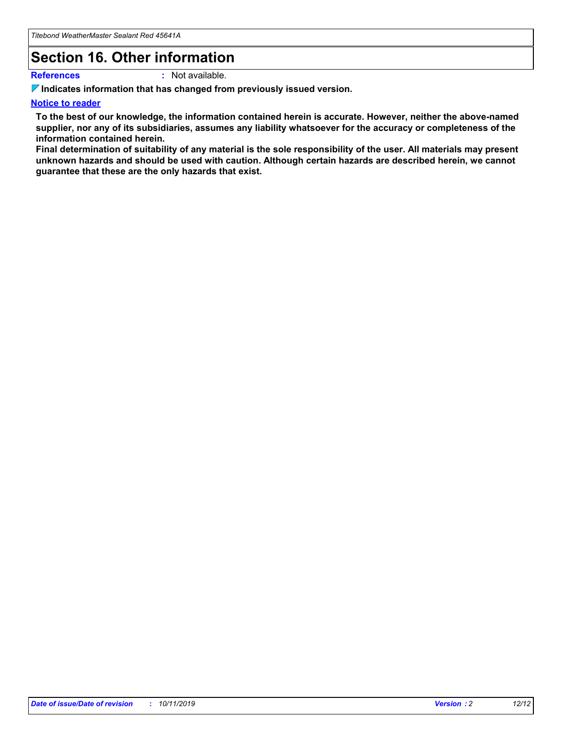# Section 16. Other information

**References** : Not available.

**Indicates information that has changed from previously issued version.**

**Notice to reader**

**To the best of our knowledge, the information contained herein is accurate. However, neither the above-named supplier, nor any of its subsidiaries, assumes any liability whatsoever for the accuracy or completeness of the information contained herein.**
**Final determination of suitability of any material is the sole responsibility of the user. All materials may present unknown hazards and should be used with caution. Although certain hazards are described herein, we cannot guarantee that these are the only hazards that exist.**